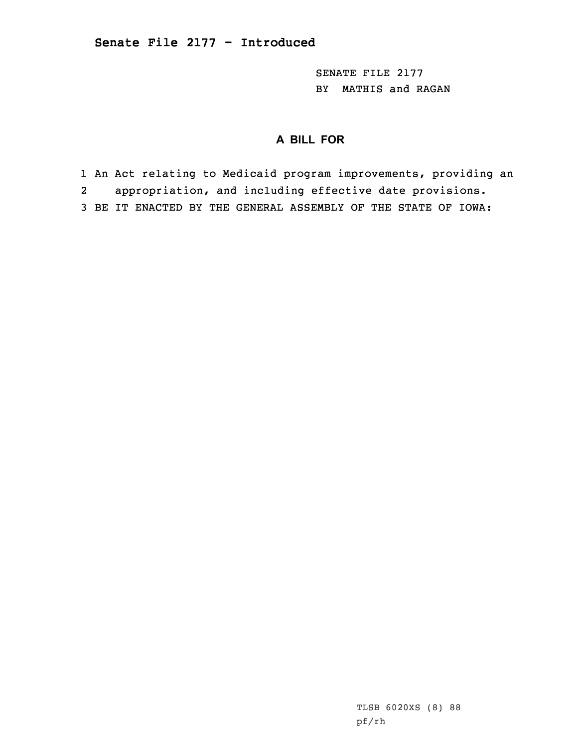**Senate File 2177 - Introduced**

SENATE FILE 2177
BY MATHIS and RAGAN

## A BILL FOR

1 An Act relating to Medicaid program improvements, providing an
2 appropriation, and including effective date provisions.
3 BE IT ENACTED BY THE GENERAL ASSEMBLY OF THE STATE OF IOWA:

TLSB 6020XS (8) 88
pf/rh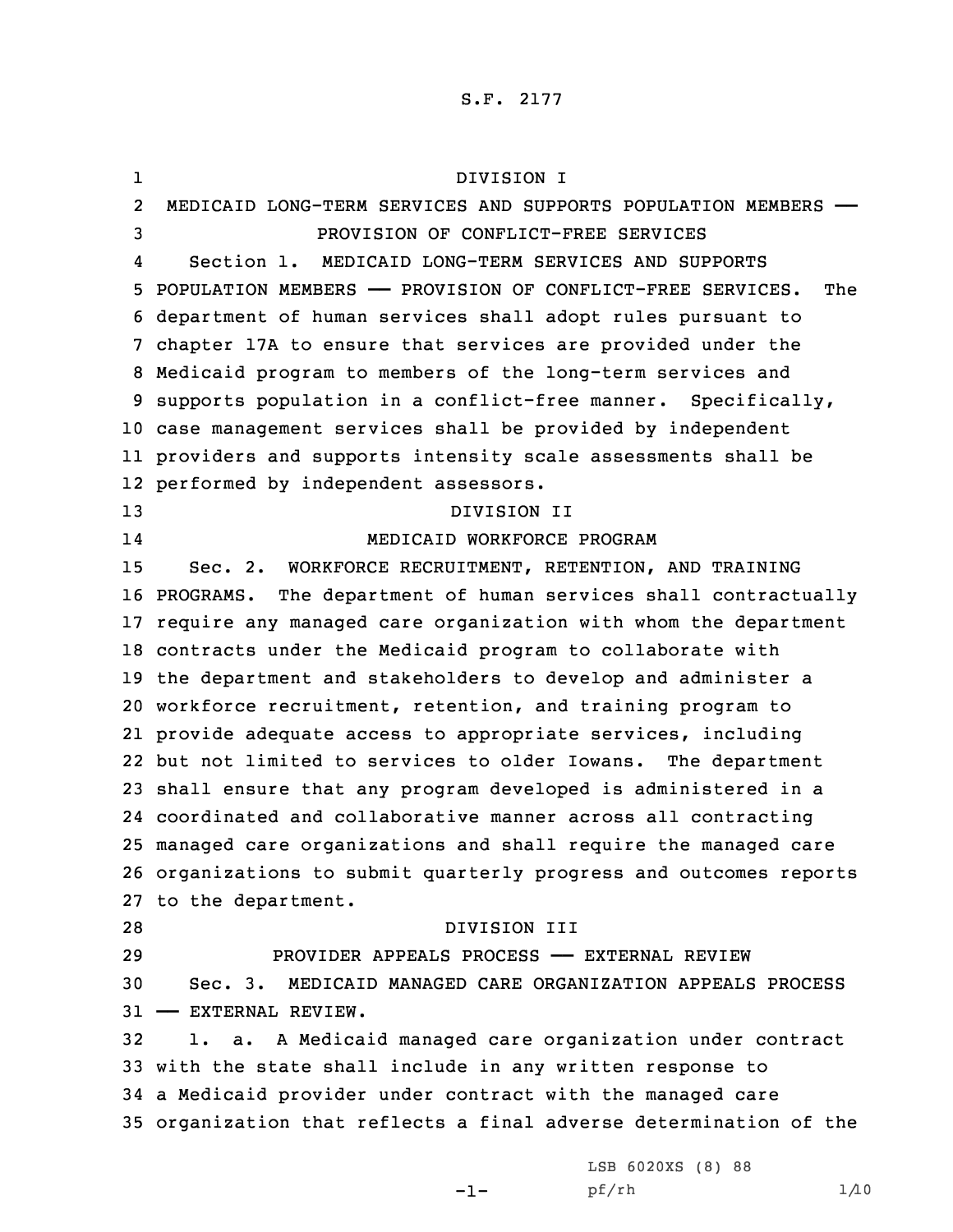DIVISION I

MEDICAID LONG-TERM SERVICES AND SUPPORTS POPULATION MEMBERS — PROVISION OF CONFLICT-FREE SERVICES

Section 1. MEDICAID LONG-TERM SERVICES AND SUPPORTS POPULATION MEMBERS — PROVISION OF CONFLICT-FREE SERVICES. The department of human services shall adopt rules pursuant to chapter 17A to ensure that services are provided under the Medicaid program to members of the long-term services and supports population in a conflict-free manner. Specifically, case management services shall be provided by independent providers and supports intensity scale assessments shall be performed by independent assessors.

DIVISION II

MEDICAID WORKFORCE PROGRAM

Sec. 2. WORKFORCE RECRUITMENT, RETENTION, AND TRAINING PROGRAMS. The department of human services shall contractually require any managed care organization with whom the department contracts under the Medicaid program to collaborate with the department and stakeholders to develop and administer a workforce recruitment, retention, and training program to provide adequate access to appropriate services, including but not limited to services to older Iowans. The department shall ensure that any program developed is administered in a coordinated and collaborative manner across all contracting managed care organizations and shall require the managed care organizations to submit quarterly progress and outcomes reports to the department.

DIVISION III

PROVIDER APPEALS PROCESS — EXTERNAL REVIEW

Sec. 3. MEDICAID MANAGED CARE ORGANIZATION APPEALS PROCESS — EXTERNAL REVIEW.

1. a. A Medicaid managed care organization under contract with the state shall include in any written response to a Medicaid provider under contract with the managed care organization that reflects a final adverse determination of the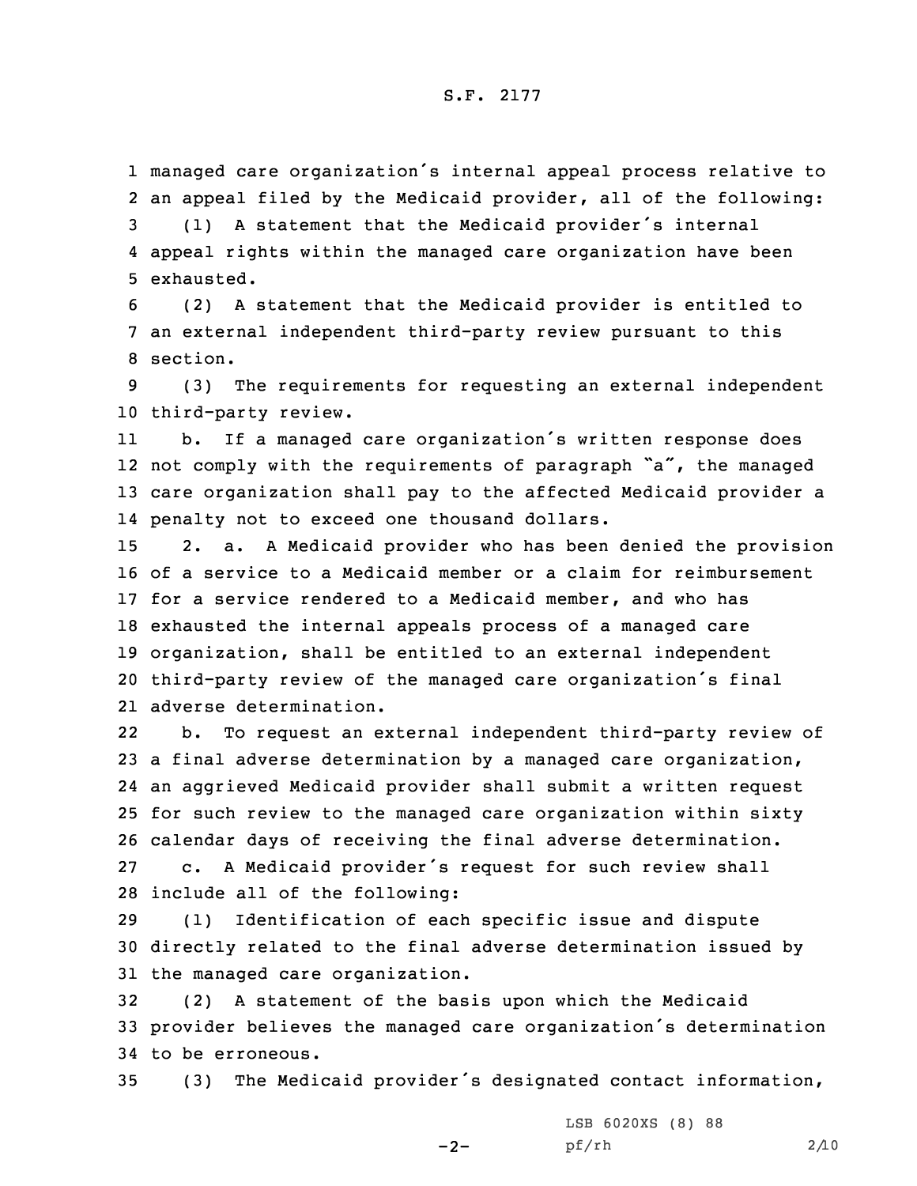managed care organization's internal appeal process relative to an appeal filed by the Medicaid provider, all of the following:

(1) A statement that the Medicaid provider's internal appeal rights within the managed care organization have been exhausted.

(2) A statement that the Medicaid provider is entitled to an external independent third-party review pursuant to this section.

(3) The requirements for requesting an external independent third-party review.

b. If a managed care organization's written response does not comply with the requirements of paragraph "a", the managed care organization shall pay to the affected Medicaid provider a penalty not to exceed one thousand dollars.

2. a. A Medicaid provider who has been denied the provision of a service to a Medicaid member or a claim for reimbursement for a service rendered to a Medicaid member, and who has exhausted the internal appeals process of a managed care organization, shall be entitled to an external independent third-party review of the managed care organization's final adverse determination.

b. To request an external independent third-party review of a final adverse determination by a managed care organization, an aggrieved Medicaid provider shall submit a written request for such review to the managed care organization within sixty calendar days of receiving the final adverse determination.

c. A Medicaid provider's request for such review shall include all of the following:

(1) Identification of each specific issue and dispute directly related to the final adverse determination issued by the managed care organization.

(2) A statement of the basis upon which the Medicaid provider believes the managed care organization's determination to be erroneous.

(3) The Medicaid provider's designated contact information,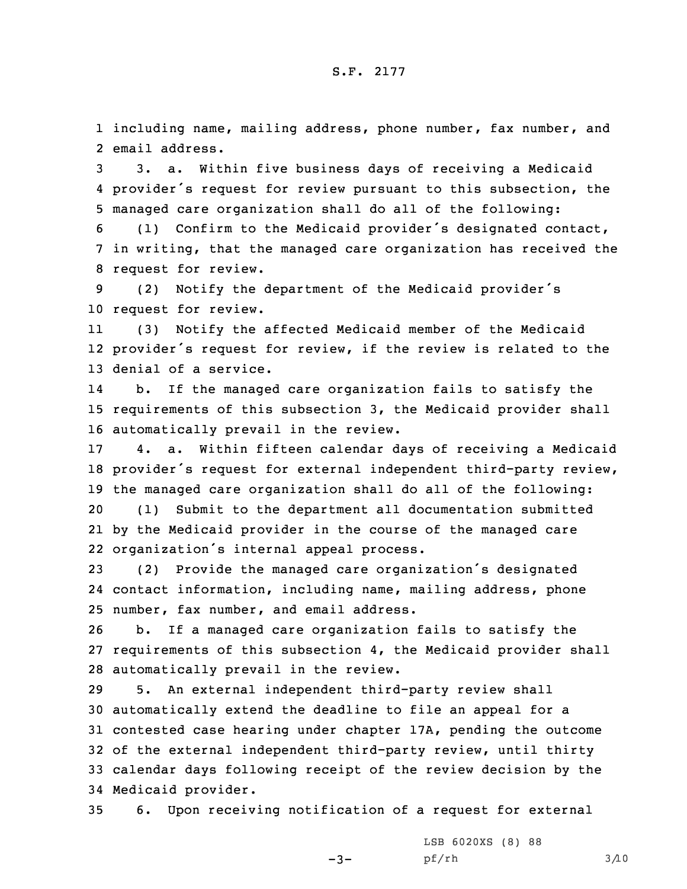including name, mailing address, phone number, fax number, and email address.

3. a. Within five business days of receiving a Medicaid provider's request for review pursuant to this subsection, the managed care organization shall do all of the following:

(1) Confirm to the Medicaid provider's designated contact, in writing, that the managed care organization has received the request for review.

(2) Notify the department of the Medicaid provider's request for review.

(3) Notify the affected Medicaid member of the Medicaid provider's request for review, if the review is related to the denial of a service.

b. If the managed care organization fails to satisfy the requirements of this subsection 3, the Medicaid provider shall automatically prevail in the review.

4. a. Within fifteen calendar days of receiving a Medicaid provider's request for external independent third-party review, the managed care organization shall do all of the following:

(1) Submit to the department all documentation submitted by the Medicaid provider in the course of the managed care organization's internal appeal process.

(2) Provide the managed care organization's designated contact information, including name, mailing address, phone number, fax number, and email address.

b. If a managed care organization fails to satisfy the requirements of this subsection 4, the Medicaid provider shall automatically prevail in the review.

5. An external independent third-party review shall automatically extend the deadline to file an appeal for a contested case hearing under chapter 17A, pending the outcome of the external independent third-party review, until thirty calendar days following receipt of the review decision by the Medicaid provider.

6. Upon receiving notification of a request for external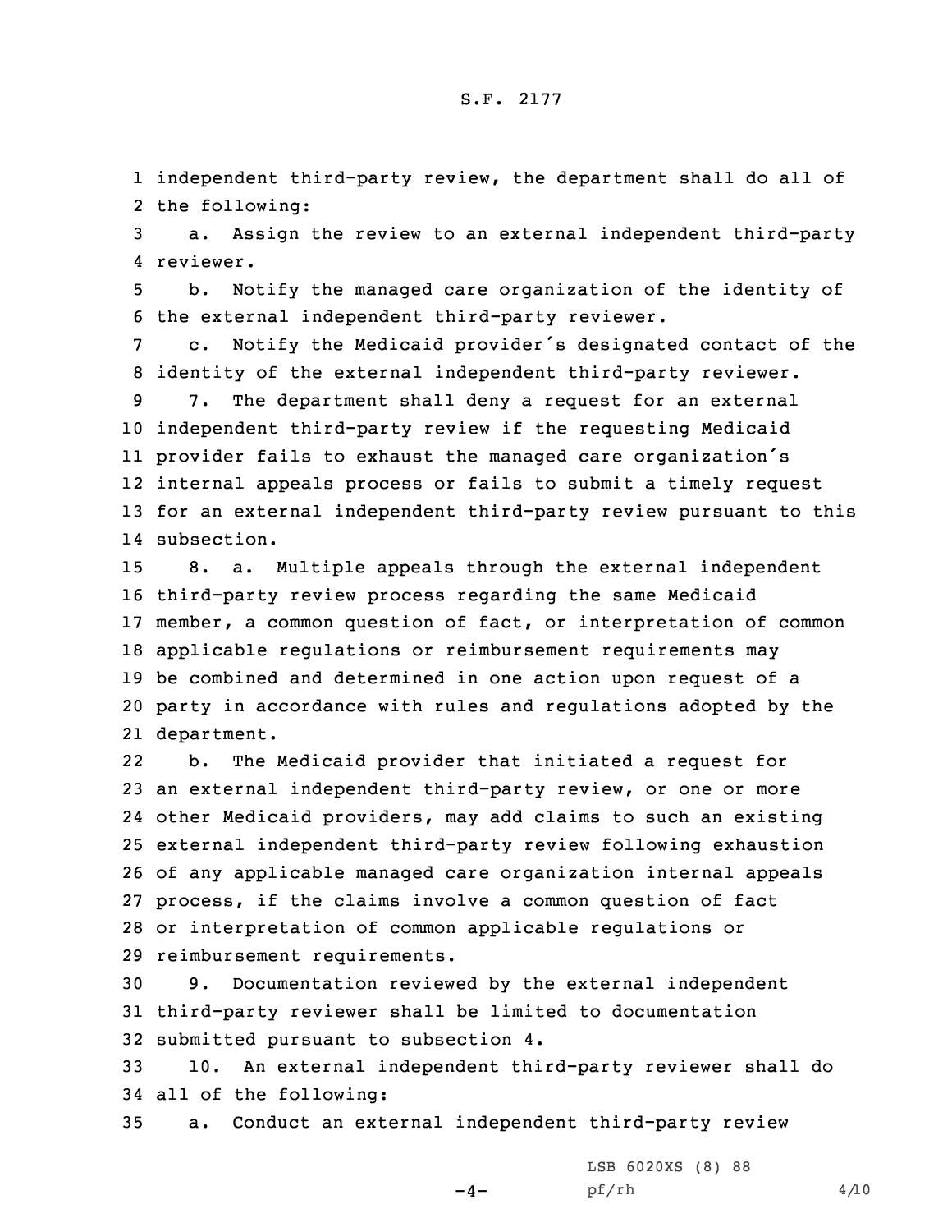independent third-party review, the department shall do all of the following:

a. Assign the review to an external independent third-party reviewer.

b. Notify the managed care organization of the identity of the external independent third-party reviewer.

c. Notify the Medicaid provider's designated contact of the identity of the external independent third-party reviewer.

7. The department shall deny a request for an external independent third-party review if the requesting Medicaid provider fails to exhaust the managed care organization's internal appeals process or fails to submit a timely request for an external independent third-party review pursuant to this subsection.

8. a. Multiple appeals through the external independent third-party review process regarding the same Medicaid member, a common question of fact, or interpretation of common applicable regulations or reimbursement requirements may be combined and determined in one action upon request of a party in accordance with rules and regulations adopted by the department.

b. The Medicaid provider that initiated a request for an external independent third-party review, or one or more other Medicaid providers, may add claims to such an existing external independent third-party review following exhaustion of any applicable managed care organization internal appeals process, if the claims involve a common question of fact or interpretation of common applicable regulations or reimbursement requirements.

9. Documentation reviewed by the external independent third-party reviewer shall be limited to documentation submitted pursuant to subsection 4.

10. An external independent third-party reviewer shall do all of the following:

a. Conduct an external independent third-party review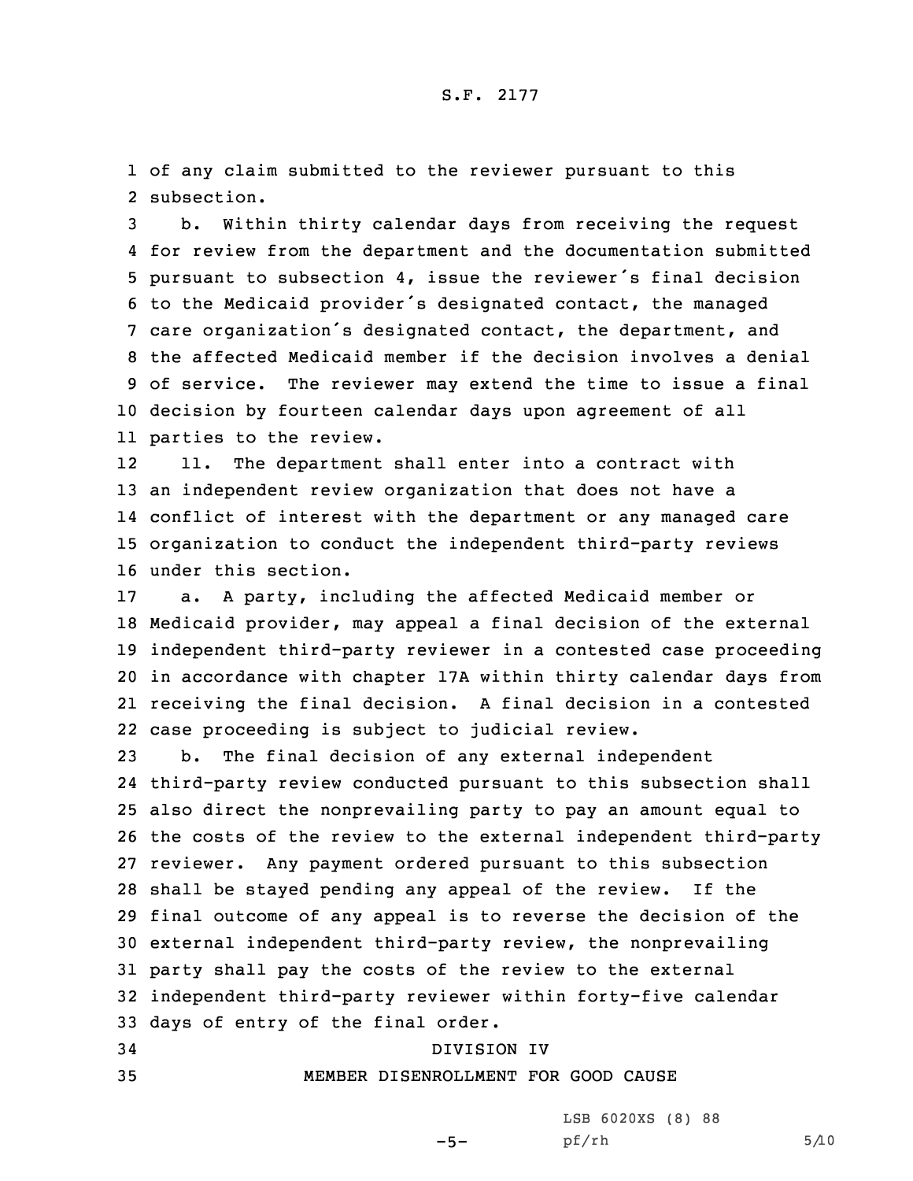of any claim submitted to the reviewer pursuant to this subsection.

b. Within thirty calendar days from receiving the request for review from the department and the documentation submitted pursuant to subsection 4, issue the reviewer's final decision to the Medicaid provider's designated contact, the managed care organization's designated contact, the department, and the affected Medicaid member if the decision involves a denial of service. The reviewer may extend the time to issue a final decision by fourteen calendar days upon agreement of all parties to the review.

11. The department shall enter into a contract with an independent review organization that does not have a conflict of interest with the department or any managed care organization to conduct the independent third-party reviews under this section.

a. A party, including the affected Medicaid member or Medicaid provider, may appeal a final decision of the external independent third-party reviewer in a contested case proceeding in accordance with chapter 17A within thirty calendar days from receiving the final decision. A final decision in a contested case proceeding is subject to judicial review.

b. The final decision of any external independent third-party review conducted pursuant to this subsection shall also direct the nonprevailing party to pay an amount equal to the costs of the review to the external independent third-party reviewer. Any payment ordered pursuant to this subsection shall be stayed pending any appeal of the review. If the final outcome of any appeal is to reverse the decision of the external independent third-party review, the nonprevailing party shall pay the costs of the review to the external independent third-party reviewer within forty-five calendar days of entry of the final order.

DIVISION IV

MEMBER DISENROLLMENT FOR GOOD CAUSE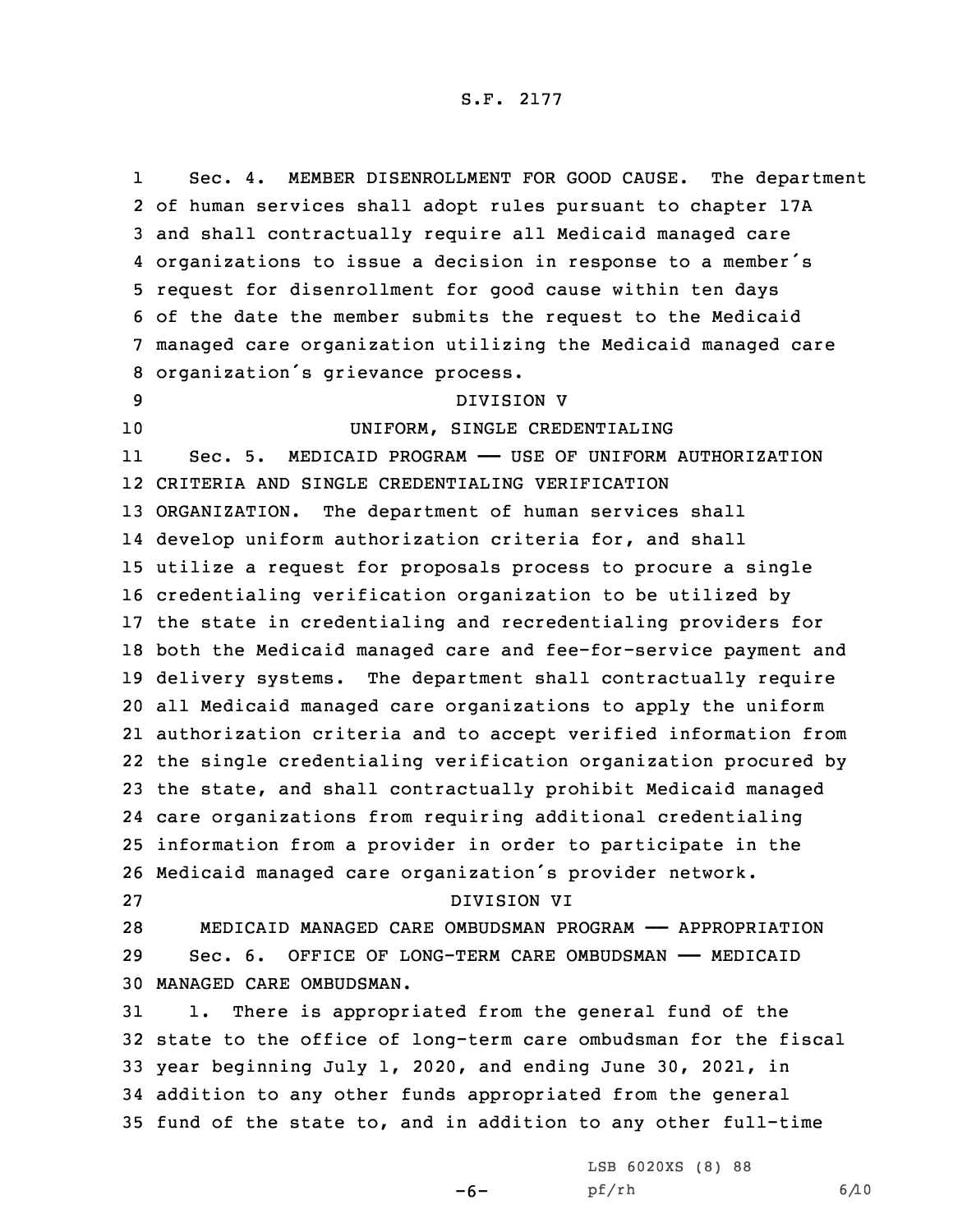Sec. 4. MEMBER DISENROLLMENT FOR GOOD CAUSE. The department of human services shall adopt rules pursuant to chapter 17A and shall contractually require all Medicaid managed care organizations to issue a decision in response to a member's request for disenrollment for good cause within ten days of the date the member submits the request to the Medicaid managed care organization utilizing the Medicaid managed care organization's grievance process.

DIVISION V

UNIFORM, SINGLE CREDENTIALING

Sec. 5. MEDICAID PROGRAM —— USE OF UNIFORM AUTHORIZATION CRITERIA AND SINGLE CREDENTIALING VERIFICATION ORGANIZATION. The department of human services shall develop uniform authorization criteria for, and shall utilize a request for proposals process to procure a single credentialing verification organization to be utilized by the state in credentialing and recredentialing providers for both the Medicaid managed care and fee-for-service payment and delivery systems. The department shall contractually require all Medicaid managed care organizations to apply the uniform authorization criteria and to accept verified information from the single credentialing verification organization procured by the state, and shall contractually prohibit Medicaid managed care organizations from requiring additional credentialing information from a provider in order to participate in the Medicaid managed care organization's provider network.

DIVISION VI

MEDICAID MANAGED CARE OMBUDSMAN PROGRAM —— APPROPRIATION

Sec. 6. OFFICE OF LONG-TERM CARE OMBUDSMAN —— MEDICAID MANAGED CARE OMBUDSMAN.

1. There is appropriated from the general fund of the state to the office of long-term care ombudsman for the fiscal year beginning July 1, 2020, and ending June 30, 2021, in addition to any other funds appropriated from the general fund of the state to, and in addition to any other full-time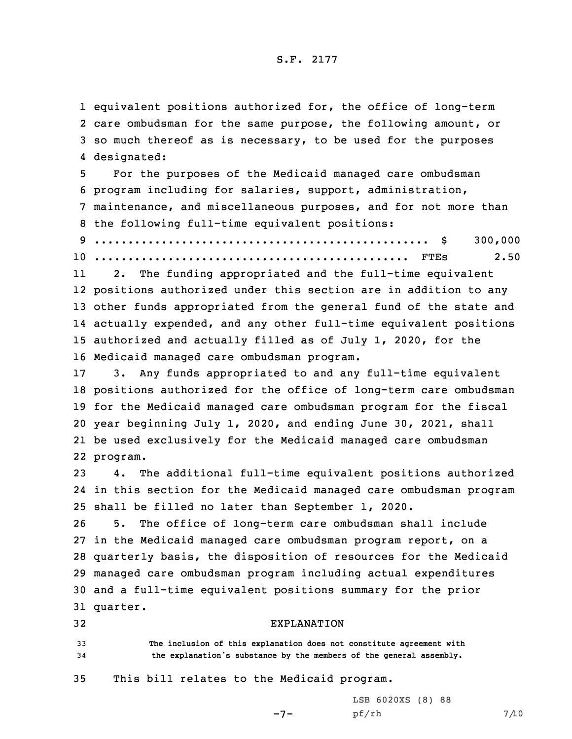equivalent positions authorized for, the office of long-term care ombudsman for the same purpose, the following amount, or so much thereof as is necessary, to be used for the purposes designated:

For the purposes of the Medicaid managed care ombudsman program including for salaries, support, administration, maintenance, and miscellaneous purposes, and for not more than the following full-time equivalent positions:

.................................................. $ 300,000

.............................................. FTEs 2.50

2. The funding appropriated and the full-time equivalent positions authorized under this section are in addition to any other funds appropriated from the general fund of the state and actually expended, and any other full-time equivalent positions authorized and actually filled as of July 1, 2020, for the Medicaid managed care ombudsman program.

3. Any funds appropriated to and any full-time equivalent positions authorized for the office of long-term care ombudsman for the Medicaid managed care ombudsman program for the fiscal year beginning July 1, 2020, and ending June 30, 2021, shall be used exclusively for the Medicaid managed care ombudsman program.

4. The additional full-time equivalent positions authorized in this section for the Medicaid managed care ombudsman program shall be filled no later than September 1, 2020.

5. The office of long-term care ombudsman shall include in the Medicaid managed care ombudsman program report, on a quarterly basis, the disposition of resources for the Medicaid managed care ombudsman program including actual expenditures and a full-time equivalent positions summary for the prior quarter.

EXPLANATION

The inclusion of this explanation does not constitute agreement with the explanation's substance by the members of the general assembly.

This bill relates to the Medicaid program.

LSB 6020XS (8) 88
pf/rh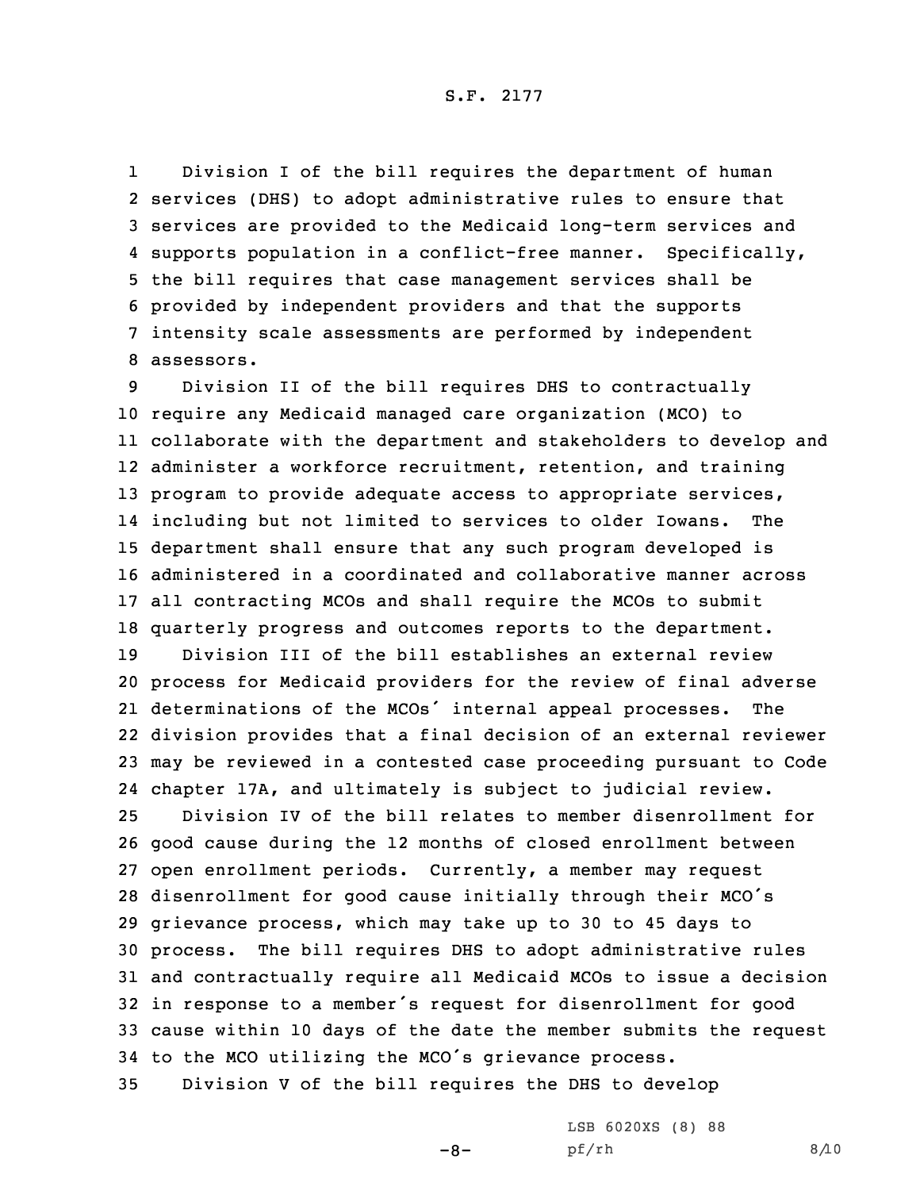Division I of the bill requires the department of human services (DHS) to adopt administrative rules to ensure that services are provided to the Medicaid long-term services and supports population in a conflict-free manner. Specifically, the bill requires that case management services shall be provided by independent providers and that the supports intensity scale assessments are performed by independent assessors.

Division II of the bill requires DHS to contractually require any Medicaid managed care organization (MCO) to collaborate with the department and stakeholders to develop and administer a workforce recruitment, retention, and training program to provide adequate access to appropriate services, including but not limited to services to older Iowans. The department shall ensure that any such program developed is administered in a coordinated and collaborative manner across all contracting MCOs and shall require the MCOs to submit quarterly progress and outcomes reports to the department.

Division III of the bill establishes an external review process for Medicaid providers for the review of final adverse determinations of the MCOs' internal appeal processes. The division provides that a final decision of an external reviewer may be reviewed in a contested case proceeding pursuant to Code chapter 17A, and ultimately is subject to judicial review.

Division IV of the bill relates to member disenrollment for good cause during the 12 months of closed enrollment between open enrollment periods. Currently, a member may request disenrollment for good cause initially through their MCO's grievance process, which may take up to 30 to 45 days to process. The bill requires DHS to adopt administrative rules and contractually require all Medicaid MCOs to issue a decision in response to a member's request for disenrollment for good cause within 10 days of the date the member submits the request to the MCO utilizing the MCO's grievance process.

Division V of the bill requires the DHS to develop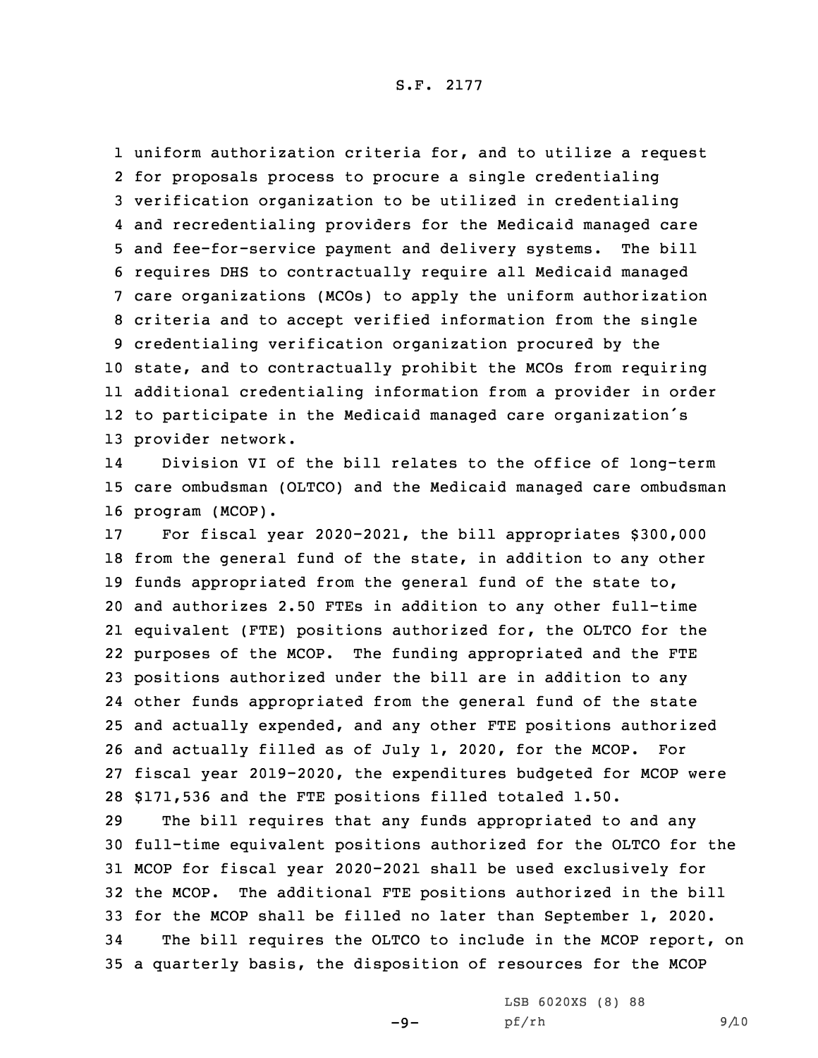uniform authorization criteria for, and to utilize a request for proposals process to procure a single credentialing verification organization to be utilized in credentialing and recredentialing providers for the Medicaid managed care and fee-for-service payment and delivery systems. The bill requires DHS to contractually require all Medicaid managed care organizations (MCOs) to apply the uniform authorization criteria and to accept verified information from the single credentialing verification organization procured by the state, and to contractually prohibit the MCOs from requiring additional credentialing information from a provider in order to participate in the Medicaid managed care organization's provider network.

Division VI of the bill relates to the office of long-term care ombudsman (OLTCO) and the Medicaid managed care ombudsman program (MCOP).

For fiscal year 2020-2021, the bill appropriates $300,000 from the general fund of the state, in addition to any other funds appropriated from the general fund of the state to, and authorizes 2.50 FTEs in addition to any other full-time equivalent (FTE) positions authorized for, the OLTCO for the purposes of the MCOP. The funding appropriated and the FTE positions authorized under the bill are in addition to any other funds appropriated from the general fund of the state and actually expended, and any other FTE positions authorized and actually filled as of July 1, 2020, for the MCOP. For fiscal year 2019-2020, the expenditures budgeted for MCOP were $171,536 and the FTE positions filled totaled 1.50.

The bill requires that any funds appropriated to and any full-time equivalent positions authorized for the OLTCO for the MCOP for fiscal year 2020-2021 shall be used exclusively for the MCOP. The additional FTE positions authorized in the bill for the MCOP shall be filled no later than September 1, 2020.

The bill requires the OLTCO to include in the MCOP report, on a quarterly basis, the disposition of resources for the MCOP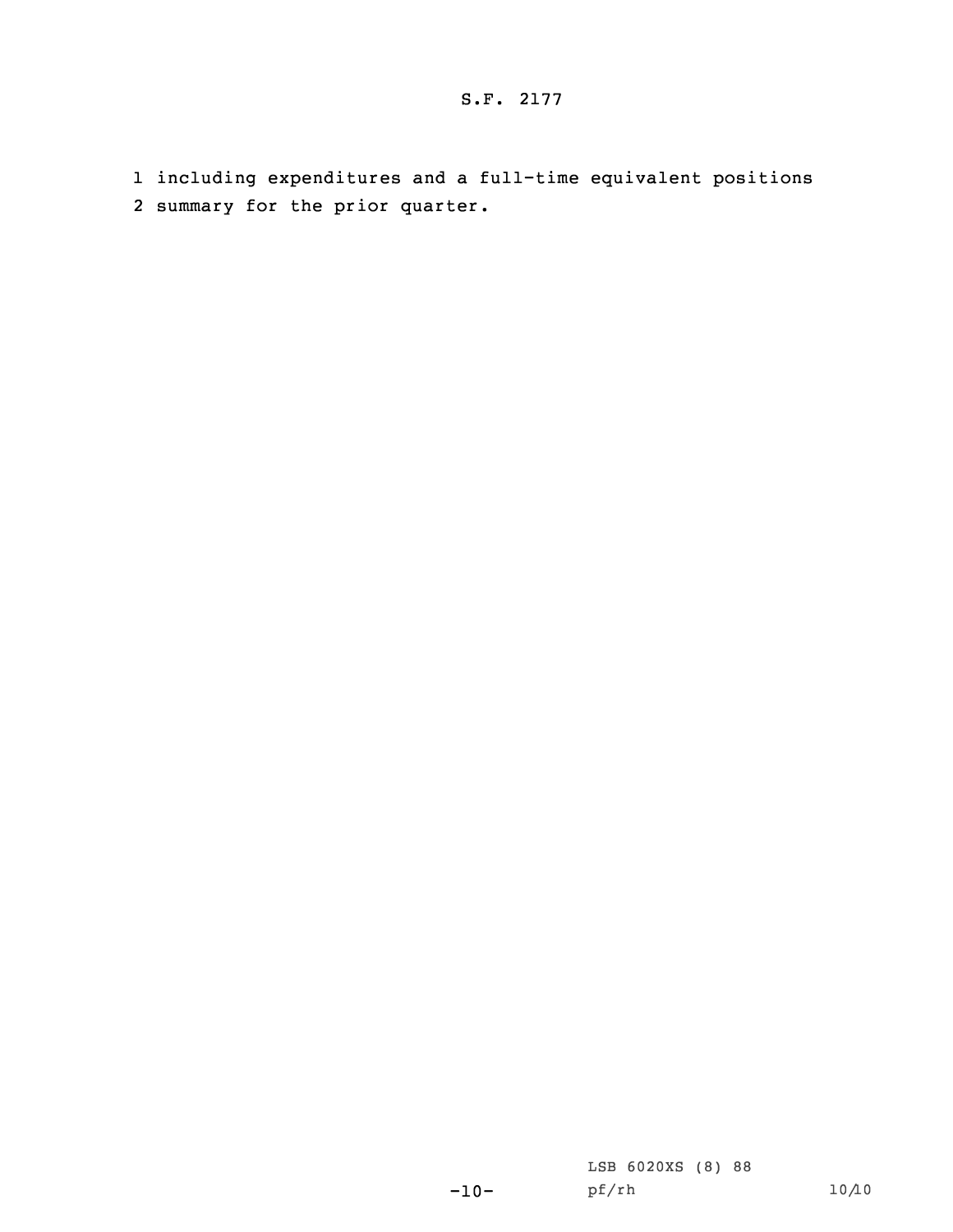1 including expenditures and a full-time equivalent positions
2 summary for the prior quarter.